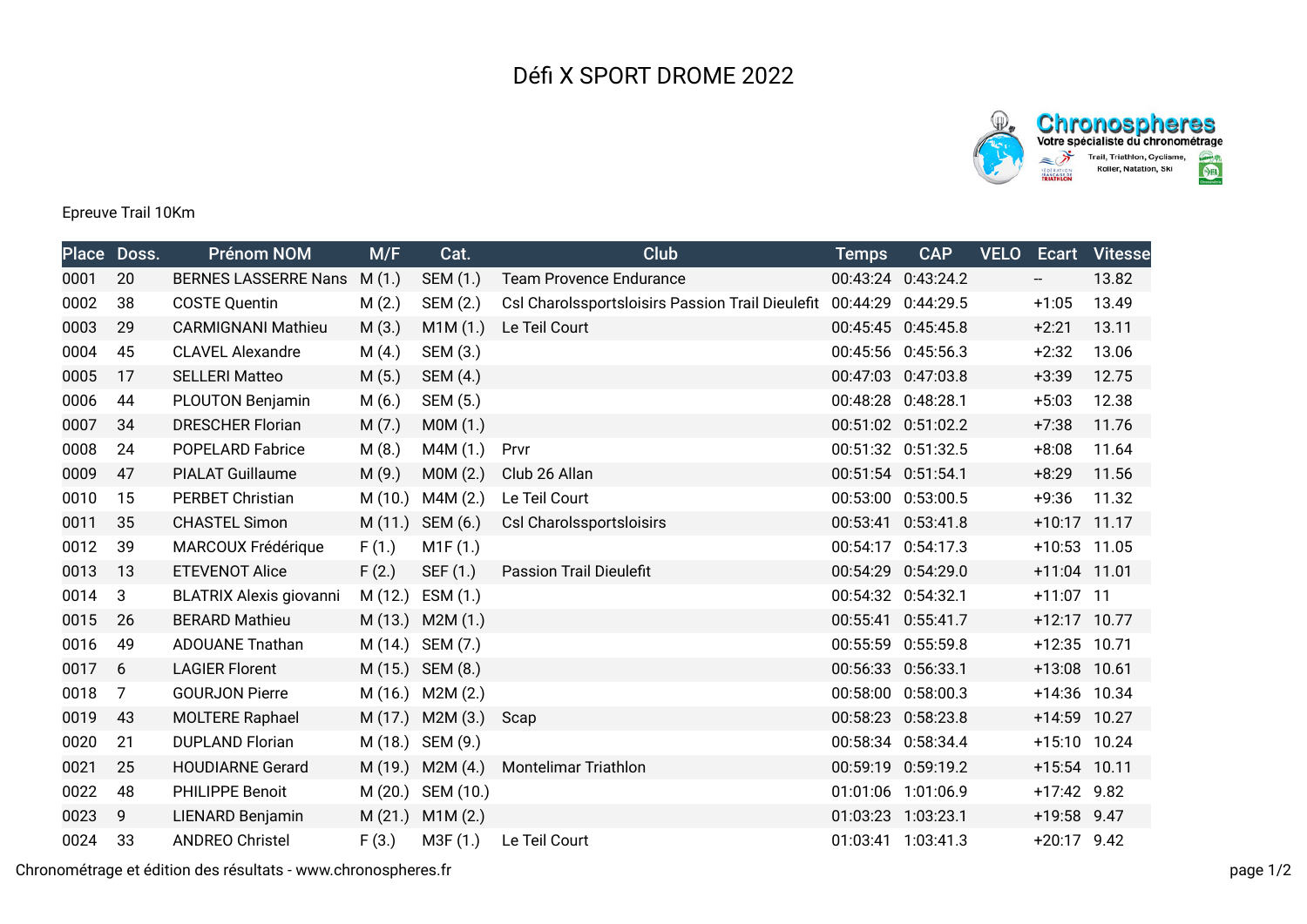# Défi X SPORT DROME 2022

Epreuve Trail 10Km

| Place | Doss. | Prénom NOM | M/F | Cat. | Club | Temps | CAP | VELO | Ecart | Vitesse |
|---|---|---|---|---|---|---|---|---|---|---|
| 0001 | 20 | BERNES LASSERRE Nans | M (1.) | SEM (1.) | Team Provence Endurance | 00:43:24 | 0:43:24.2 | | -- | 13.82 |
| 0002 | 38 | COSTE Quentin | M (2.) | SEM (2.) | Csl Charolssportsloisirs Passion Trail Dieulefit | 00:44:29 | 0:44:29.5 | | +1:05 | 13.49 |
| 0003 | 29 | CARMIGNANI Mathieu | M (3.) | M1M (1.) | Le Teil Court | 00:45:45 | 0:45:45.8 | | +2:21 | 13.11 |
| 0004 | 45 | CLAVEL Alexandre | M (4.) | SEM (3.) | | 00:45:56 | 0:45:56.3 | | +2:32 | 13.06 |
| 0005 | 17 | SELLERI Matteo | M (5.) | SEM (4.) | | 00:47:03 | 0:47:03.8 | | +3:39 | 12.75 |
| 0006 | 44 | PLOUTON Benjamin | M (6.) | SEM (5.) | | 00:48:28 | 0:48:28.1 | | +5:03 | 12.38 |
| 0007 | 34 | DRESCHER Florian | M (7.) | M0M (1.) | | 00:51:02 | 0:51:02.2 | | +7:38 | 11.76 |
| 0008 | 24 | POPELARD Fabrice | M (8.) | M4M (1.) | Prvr | 00:51:32 | 0:51:32.5 | | +8:08 | 11.64 |
| 0009 | 47 | PIALAT Guillaume | M (9.) | M0M (2.) | Club 26 Allan | 00:51:54 | 0:51:54.1 | | +8:29 | 11.56 |
| 0010 | 15 | PERBET Christian | M (10.) | M4M (2.) | Le Teil Court | 00:53:00 | 0:53:00.5 | | +9:36 | 11.32 |
| 0011 | 35 | CHASTEL Simon | M (11.) | SEM (6.) | Csl Charolssportsloisirs | 00:53:41 | 0:53:41.8 | | +10:17 | 11.17 |
| 0012 | 39 | MARCOUX Frédérique | F (1.) | M1F (1.) | | 00:54:17 | 0:54:17.3 | | +10:53 | 11.05 |
| 0013 | 13 | ETEVENOT Alice | F (2.) | SEF (1.) | Passion Trail Dieulefit | 00:54:29 | 0:54:29.0 | | +11:04 | 11.01 |
| 0014 | 3 | BLATRIX Alexis giovanni | M (12.) | ESM (1.) | | 00:54:32 | 0:54:32.1 | | +11:07 | 11 |
| 0015 | 26 | BERARD Mathieu | M (13.) | M2M (1.) | | 00:55:41 | 0:55:41.7 | | +12:17 | 10.77 |
| 0016 | 49 | ADOUANE Tnathan | M (14.) | SEM (7.) | | 00:55:59 | 0:55:59.8 | | +12:35 | 10.71 |
| 0017 | 6 | LAGIER Florent | M (15.) | SEM (8.) | | 00:56:33 | 0:56:33.1 | | +13:08 | 10.61 |
| 0018 | 7 | GOURJON Pierre | M (16.) | M2M (2.) | | 00:58:00 | 0:58:00.3 | | +14:36 | 10.34 |
| 0019 | 43 | MOLTERE Raphael | M (17.) | M2M (3.) | Scap | 00:58:23 | 0:58:23.8 | | +14:59 | 10.27 |
| 0020 | 21 | DUPLAND Florian | M (18.) | SEM (9.) | | 00:58:34 | 0:58:34.4 | | +15:10 | 10.24 |
| 0021 | 25 | HOUDIARNE Gerard | M (19.) | M2M (4.) | Montelimar Triathlon | 00:59:19 | 0:59:19.2 | | +15:54 | 10.11 |
| 0022 | 48 | PHILIPPE Benoit | M (20.) | SEM (10.) | | 01:01:06 | 1:01:06.9 | | +17:42 | 9.82 |
| 0023 | 9 | LIENARD Benjamin | M (21.) | M1M (2.) | | 01:03:23 | 1:03:23.1 | | +19:58 | 9.47 |
| 0024 | 33 | ANDREO Christel | F (3.) | M3F (1.) | Le Teil Court | 01:03:41 | 1:03:41.3 | | +20:17 | 9.42 |

Chronométrage et édition des résultats - www.chronospheres.fr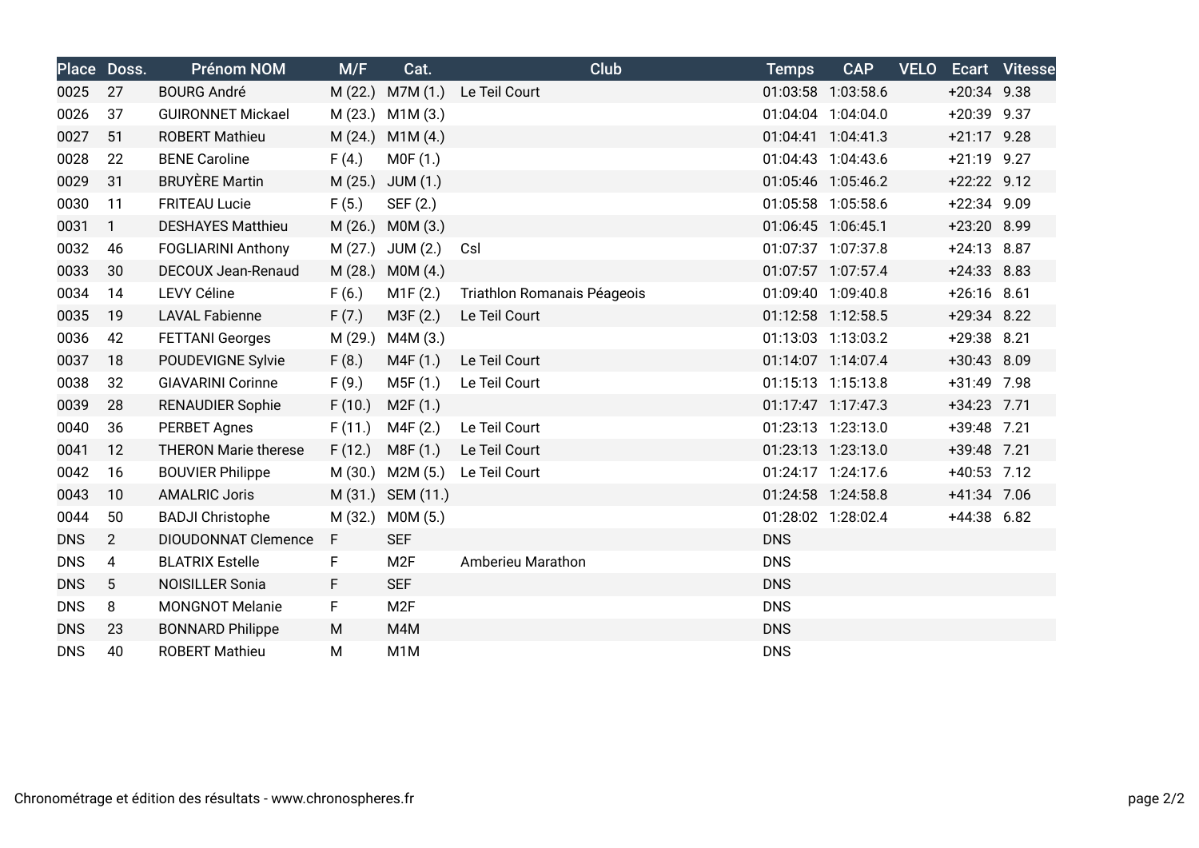| Place | Doss. | Prénom NOM | M/F | Cat. | Club | Temps | CAP | VELO | Ecart | Vitesse |
|---|---|---|---|---|---|---|---|---|---|---|
| 0025 | 27 | BOURG André | M (22.) | M7M (1.) | Le Teil Court | 01:03:58 | 1:03:58.6 | | +20:34 | 9.38 |
| 0026 | 37 | GUIRONNET Mickael | M (23.) | M1M (3.) | | 01:04:04 | 1:04:04.0 | | +20:39 | 9.37 |
| 0027 | 51 | ROBERT Mathieu | M (24.) | M1M (4.) | | 01:04:41 | 1:04:41.3 | | +21:17 | 9.28 |
| 0028 | 22 | BENE Caroline | F (4.) | M0F (1.) | | 01:04:43 | 1:04:43.6 | | +21:19 | 9.27 |
| 0029 | 31 | BRUYÈRE Martin | M (25.) | JUM (1.) | | 01:05:46 | 1:05:46.2 | | +22:22 | 9.12 |
| 0030 | 11 | FRITEAU Lucie | F (5.) | SEF (2.) | | 01:05:58 | 1:05:58.6 | | +22:34 | 9.09 |
| 0031 | 1 | DESHAYES Matthieu | M (26.) | M0M (3.) | | 01:06:45 | 1:06:45.1 | | +23:20 | 8.99 |
| 0032 | 46 | FOGLIARINI Anthony | M (27.) | JUM (2.) | Csl | 01:07:37 | 1:07:37.8 | | +24:13 | 8.87 |
| 0033 | 30 | DECOUX Jean-Renaud | M (28.) | M0M (4.) | | 01:07:57 | 1:07:57.4 | | +24:33 | 8.83 |
| 0034 | 14 | LEVY Céline | F (6.) | M1F (2.) | Triathlon Romanais Péageois | 01:09:40 | 1:09:40.8 | | +26:16 | 8.61 |
| 0035 | 19 | LAVAL Fabienne | F (7.) | M3F (2.) | Le Teil Court | 01:12:58 | 1:12:58.5 | | +29:34 | 8.22 |
| 0036 | 42 | FETTANI Georges | M (29.) | M4M (3.) | | 01:13:03 | 1:13:03.2 | | +29:38 | 8.21 |
| 0037 | 18 | POUDEVIGNE Sylvie | F (8.) | M4F (1.) | Le Teil Court | 01:14:07 | 1:14:07.4 | | +30:43 | 8.09 |
| 0038 | 32 | GIAVARINI Corinne | F (9.) | M5F (1.) | Le Teil Court | 01:15:13 | 1:15:13.8 | | +31:49 | 7.98 |
| 0039 | 28 | RENAUDIER Sophie | F (10.) | M2F (1.) | | 01:17:47 | 1:17:47.3 | | +34:23 | 7.71 |
| 0040 | 36 | PERBET Agnes | F (11.) | M4F (2.) | Le Teil Court | 01:23:13 | 1:23:13.0 | | +39:48 | 7.21 |
| 0041 | 12 | THERON Marie therese | F (12.) | M8F (1.) | Le Teil Court | 01:23:13 | 1:23:13.0 | | +39:48 | 7.21 |
| 0042 | 16 | BOUVIER Philippe | M (30.) | M2M (5.) | Le Teil Court | 01:24:17 | 1:24:17.6 | | +40:53 | 7.12 |
| 0043 | 10 | AMALRIC Joris | M (31.) | SEM (11.) | | 01:24:58 | 1:24:58.8 | | +41:34 | 7.06 |
| 0044 | 50 | BADJI Christophe | M (32.) | M0M (5.) | | 01:28:02 | 1:28:02.4 | | +44:38 | 6.82 |
| DNS | 2 | DIOUDONNAT Clemence | F | SEF | | DNS | | | | |
| DNS | 4 | BLATRIX Estelle | F | M2F | Amberieu Marathon | DNS | | | | |
| DNS | 5 | NOISILLER Sonia | F | SEF | | DNS | | | | |
| DNS | 8 | MONGNOT Melanie | F | M2F | | DNS | | | | |
| DNS | 23 | BONNARD Philippe | M | M4M | | DNS | | | | |
| DNS | 40 | ROBERT Mathieu | M | M1M | | DNS | | | | |

Chronométrage et édition des résultats - www.chronospheres.fr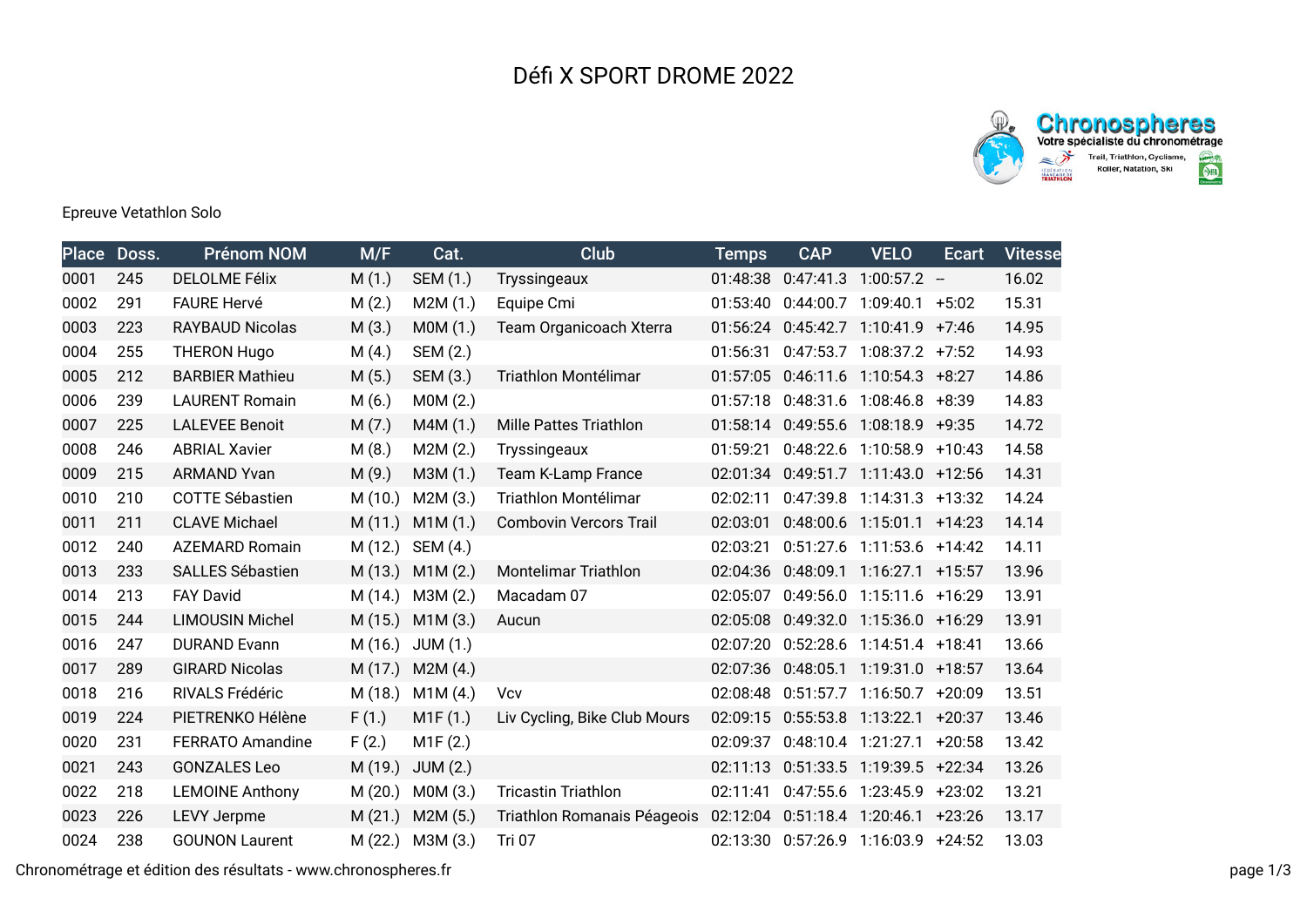# Défi X SPORT DROME 2022

Epreuve Vetathlon Solo

| Place | Doss. | Prénom NOM | M/F | Cat. | Club | Temps | CAP | VELO | Ecart | Vitesse |
|---|---|---|---|---|---|---|---|---|---|---|
| 0001 | 245 | DELOLME Félix | M (1.) | SEM (1.) | Tryssingeaux | 01:48:38 | 0:47:41.3 | 1:00:57.2 | -- | 16.02 |
| 0002 | 291 | FAURE Hervé | M (2.) | M2M (1.) | Equipe Cmi | 01:53:40 | 0:44:00.7 | 1:09:40.1 | +5:02 | 15.31 |
| 0003 | 223 | RAYBAUD Nicolas | M (3.) | M0M (1.) | Team Organicoach Xterra | 01:56:24 | 0:45:42.7 | 1:10:41.9 | +7:46 | 14.95 |
| 0004 | 255 | THERON Hugo | M (4.) | SEM (2.) | | 01:56:31 | 0:47:53.7 | 1:08:37.2 | +7:52 | 14.93 |
| 0005 | 212 | BARBIER Mathieu | M (5.) | SEM (3.) | Triathlon Montélimar | 01:57:05 | 0:46:11.6 | 1:10:54.3 | +8:27 | 14.86 |
| 0006 | 239 | LAURENT Romain | M (6.) | M0M (2.) | | 01:57:18 | 0:48:31.6 | 1:08:46.8 | +8:39 | 14.83 |
| 0007 | 225 | LALEVEE Benoit | M (7.) | M4M (1.) | Mille Pattes Triathlon | 01:58:14 | 0:49:55.6 | 1:08:18.9 | +9:35 | 14.72 |
| 0008 | 246 | ABRIAL Xavier | M (8.) | M2M (2.) | Tryssingeaux | 01:59:21 | 0:48:22.6 | 1:10:58.9 | +10:43 | 14.58 |
| 0009 | 215 | ARMAND Yvan | M (9.) | M3M (1.) | Team K-Lamp France | 02:01:34 | 0:49:51.7 | 1:11:43.0 | +12:56 | 14.31 |
| 0010 | 210 | COTTE Sébastien | M (10.) | M2M (3.) | Triathlon Montélimar | 02:02:11 | 0:47:39.8 | 1:14:31.3 | +13:32 | 14.24 |
| 0011 | 211 | CLAVE Michael | M (11.) | M1M (1.) | Combovin Vercors Trail | 02:03:01 | 0:48:00.6 | 1:15:01.1 | +14:23 | 14.14 |
| 0012 | 240 | AZEMARD Romain | M (12.) | SEM (4.) | | 02:03:21 | 0:51:27.6 | 1:11:53.6 | +14:42 | 14.11 |
| 0013 | 233 | SALLES Sébastien | M (13.) | M1M (2.) | Montelimar Triathlon | 02:04:36 | 0:48:09.1 | 1:16:27.1 | +15:57 | 13.96 |
| 0014 | 213 | FAY David | M (14.) | M3M (2.) | Macadam 07 | 02:05:07 | 0:49:56.0 | 1:15:11.6 | +16:29 | 13.91 |
| 0015 | 244 | LIMOUSIN Michel | M (15.) | M1M (3.) | Aucun | 02:05:08 | 0:49:32.0 | 1:15:36.0 | +16:29 | 13.91 |
| 0016 | 247 | DURAND Evann | M (16.) | JUM (1.) | | 02:07:20 | 0:52:28.6 | 1:14:51.4 | +18:41 | 13.66 |
| 0017 | 289 | GIRARD Nicolas | M (17.) | M2M (4.) | | 02:07:36 | 0:48:05.1 | 1:19:31.0 | +18:57 | 13.64 |
| 0018 | 216 | RIVALS Frédéric | M (18.) | M1M (4.) | Vcv | 02:08:48 | 0:51:57.7 | 1:16:50.7 | +20:09 | 13.51 |
| 0019 | 224 | PIETRENKO Hélène | F (1.) | M1F (1.) | Liv Cycling, Bike Club Mours | 02:09:15 | 0:55:53.8 | 1:13:22.1 | +20:37 | 13.46 |
| 0020 | 231 | FERRATO Amandine | F (2.) | M1F (2.) | | 02:09:37 | 0:48:10.4 | 1:21:27.1 | +20:58 | 13.42 |
| 0021 | 243 | GONZALES Leo | M (19.) | JUM (2.) | | 02:11:13 | 0:51:33.5 | 1:19:39.5 | +22:34 | 13.26 |
| 0022 | 218 | LEMOINE Anthony | M (20.) | M0M (3.) | Tricastin Triathlon | 02:11:41 | 0:47:55.6 | 1:23:45.9 | +23:02 | 13.21 |
| 0023 | 226 | LEVY Jerpme | M (21.) | M2M (5.) | Triathlon Romanais Péageois | 02:12:04 | 0:51:18.4 | 1:20:46.1 | +23:26 | 13.17 |
| 0024 | 238 | GOUNON Laurent | M (22.) | M3M (3.) | Tri 07 | 02:13:30 | 0:57:26.9 | 1:16:03.9 | +24:52 | 13.03 |

Chronométrage et édition des résultats - www.chronospheres.fr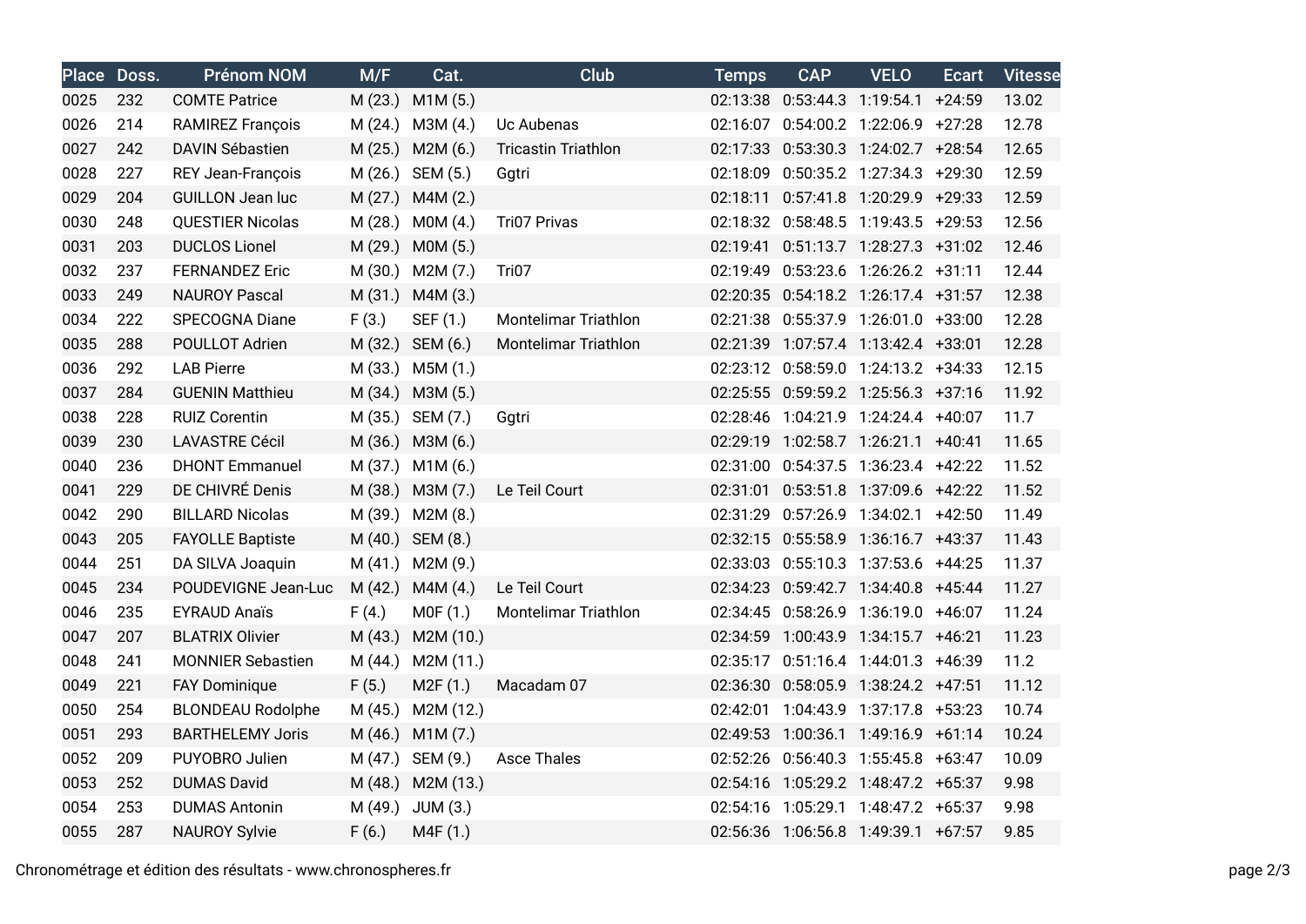| Place | Doss. | Prénom NOM | M/F | Cat. | Club | Temps | CAP | VELO | Ecart | Vitesse |
|---|---|---|---|---|---|---|---|---|---|---|
| 0025 | 232 | COMTE Patrice | M (23.) | M1M (5.) | | 02:13:38 | 0:53:44.3 | 1:19:54.1 | +24:59 | 13.02 |
| 0026 | 214 | RAMIREZ François | M (24.) | M3M (4.) | Uc Aubenas | 02:16:07 | 0:54:00.2 | 1:22:06.9 | +27:28 | 12.78 |
| 0027 | 242 | DAVIN Sébastien | M (25.) | M2M (6.) | Tricastin Triathlon | 02:17:33 | 0:53:30.3 | 1:24:02.7 | +28:54 | 12.65 |
| 0028 | 227 | REY Jean-François | M (26.) | SEM (5.) | Ggtri | 02:18:09 | 0:50:35.2 | 1:27:34.3 | +29:30 | 12.59 |
| 0029 | 204 | GUILLON Jean luc | M (27.) | M4M (2.) | | 02:18:11 | 0:57:41.8 | 1:20:29.9 | +29:33 | 12.59 |
| 0030 | 248 | QUESTIER Nicolas | M (28.) | M0M (4.) | Tri07 Privas | 02:18:32 | 0:58:48.5 | 1:19:43.5 | +29:53 | 12.56 |
| 0031 | 203 | DUCLOS Lionel | M (29.) | M0M (5.) | | 02:19:41 | 0:51:13.7 | 1:28:27.3 | +31:02 | 12.46 |
| 0032 | 237 | FERNANDEZ Eric | M (30.) | M2M (7.) | Tri07 | 02:19:49 | 0:53:23.6 | 1:26:26.2 | +31:11 | 12.44 |
| 0033 | 249 | NAUROY Pascal | M (31.) | M4M (3.) | | 02:20:35 | 0:54:18.2 | 1:26:17.4 | +31:57 | 12.38 |
| 0034 | 222 | SPECOGNA Diane | F (3.) | SEF (1.) | Montelimar Triathlon | 02:21:38 | 0:55:37.9 | 1:26:01.0 | +33:00 | 12.28 |
| 0035 | 288 | POULLOT Adrien | M (32.) | SEM (6.) | Montelimar Triathlon | 02:21:39 | 1:07:57.4 | 1:13:42.4 | +33:01 | 12.28 |
| 0036 | 292 | LAB Pierre | M (33.) | M5M (1.) | | 02:23:12 | 0:58:59.0 | 1:24:13.2 | +34:33 | 12.15 |
| 0037 | 284 | GUENIN Matthieu | M (34.) | M3M (5.) | | 02:25:55 | 0:59:59.2 | 1:25:56.3 | +37:16 | 11.92 |
| 0038 | 228 | RUIZ Corentin | M (35.) | SEM (7.) | Ggtri | 02:28:46 | 1:04:21.9 | 1:24:24.4 | +40:07 | 11.7 |
| 0039 | 230 | LAVASTRE Cécil | M (36.) | M3M (6.) | | 02:29:19 | 1:02:58.7 | 1:26:21.1 | +40:41 | 11.65 |
| 0040 | 236 | DHONT Emmanuel | M (37.) | M1M (6.) | | 02:31:00 | 0:54:37.5 | 1:36:23.4 | +42:22 | 11.52 |
| 0041 | 229 | DE CHIVRÉ Denis | M (38.) | M3M (7.) | Le Teil Court | 02:31:01 | 0:53:51.8 | 1:37:09.6 | +42:22 | 11.52 |
| 0042 | 290 | BILLARD Nicolas | M (39.) | M2M (8.) | | 02:31:29 | 0:57:26.9 | 1:34:02.1 | +42:50 | 11.49 |
| 0043 | 205 | FAYOLLE Baptiste | M (40.) | SEM (8.) | | 02:32:15 | 0:55:58.9 | 1:36:16.7 | +43:37 | 11.43 |
| 0044 | 251 | DA SILVA Joaquin | M (41.) | M2M (9.) | | 02:33:03 | 0:55:10.3 | 1:37:53.6 | +44:25 | 11.37 |
| 0045 | 234 | POUDEVIGNE Jean-Luc | M (42.) | M4M (4.) | Le Teil Court | 02:34:23 | 0:59:42.7 | 1:34:40.8 | +45:44 | 11.27 |
| 0046 | 235 | EYRAUD Anaïs | F (4.) | M0F (1.) | Montelimar Triathlon | 02:34:45 | 0:58:26.9 | 1:36:19.0 | +46:07 | 11.24 |
| 0047 | 207 | BLATRIX Olivier | M (43.) | M2M (10.) | | 02:34:59 | 1:00:43.9 | 1:34:15.7 | +46:21 | 11.23 |
| 0048 | 241 | MONNIER Sebastien | M (44.) | M2M (11.) | | 02:35:17 | 0:51:16.4 | 1:44:01.3 | +46:39 | 11.2 |
| 0049 | 221 | FAY Dominique | F (5.) | M2F (1.) | Macadam 07 | 02:36:30 | 0:58:05.9 | 1:38:24.2 | +47:51 | 11.12 |
| 0050 | 254 | BLONDEAU Rodolphe | M (45.) | M2M (12.) | | 02:42:01 | 1:04:43.9 | 1:37:17.8 | +53:23 | 10.74 |
| 0051 | 293 | BARTHELEMY Joris | M (46.) | M1M (7.) | | 02:49:53 | 1:00:36.1 | 1:49:16.9 | +61:14 | 10.24 |
| 0052 | 209 | PUYOBRO Julien | M (47.) | SEM (9.) | Asce Thales | 02:52:26 | 0:56:40.3 | 1:55:45.8 | +63:47 | 10.09 |
| 0053 | 252 | DUMAS David | M (48.) | M2M (13.) | | 02:54:16 | 1:05:29.2 | 1:48:47.2 | +65:37 | 9.98 |
| 0054 | 253 | DUMAS Antonin | M (49.) | JUM (3.) | | 02:54:16 | 1:05:29.1 | 1:48:47.2 | +65:37 | 9.98 |
| 0055 | 287 | NAUROY Sylvie | F (6.) | M4F (1.) | | 02:56:36 | 1:06:56.8 | 1:49:39.1 | +67:57 | 9.85 |

Chronométrage et édition des résultats - www.chronospheres.fr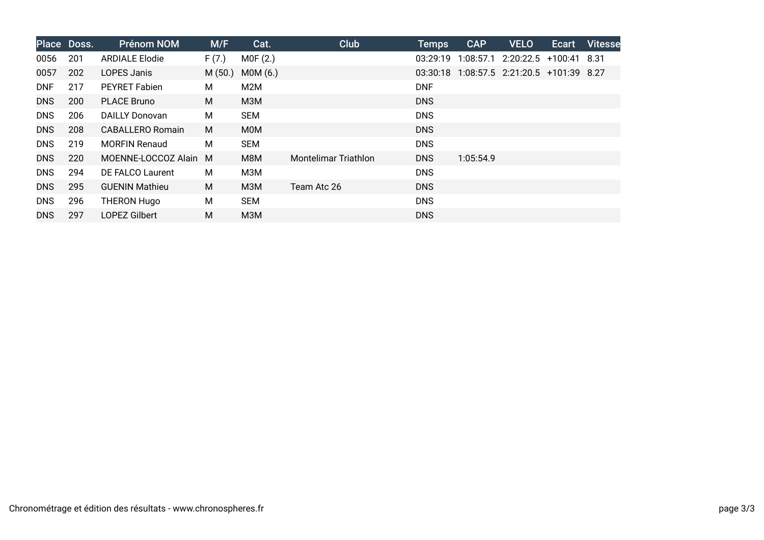| Place | Doss. | Prénom NOM | M/F | Cat. | Club | Temps | CAP | VELO | Ecart | Vitesse |
|---|---|---|---|---|---|---|---|---|---|---|
| 0056 | 201 | ARDIALE Elodie | F (7.) | M0F (2.) | | 03:29:19 | 1:08:57.1 | 2:20:22.5 | +100:41 | 8.31 |
| 0057 | 202 | LOPES Janis | M (50.) | M0M (6.) | | 03:30:18 | 1:08:57.5 | 2:21:20.5 | +101:39 | 8.27 |
| DNF | 217 | PEYRET Fabien | M | M2M | | DNF | | | | |
| DNS | 200 | PLACE Bruno | M | M3M | | DNS | | | | |
| DNS | 206 | DAILLY Donovan | M | SEM | | DNS | | | | |
| DNS | 208 | CABALLERO Romain | M | M0M | | DNS | | | | |
| DNS | 219 | MORFIN Renaud | M | SEM | | DNS | | | | |
| DNS | 220 | MOENNE-LOCCOZ Alain | M | M8M | Montelimar Triathlon | DNS | 1:05:54.9 | | | |
| DNS | 294 | DE FALCO Laurent | M | M3M | | DNS | | | | |
| DNS | 295 | GUENIN Mathieu | M | M3M | Team Atc 26 | DNS | | | | |
| DNS | 296 | THERON Hugo | M | SEM | | DNS | | | | |
| DNS | 297 | LOPEZ Gilbert | M | M3M | | DNS | | | | |

Chronométrage et édition des résultats - www.chronospheres.fr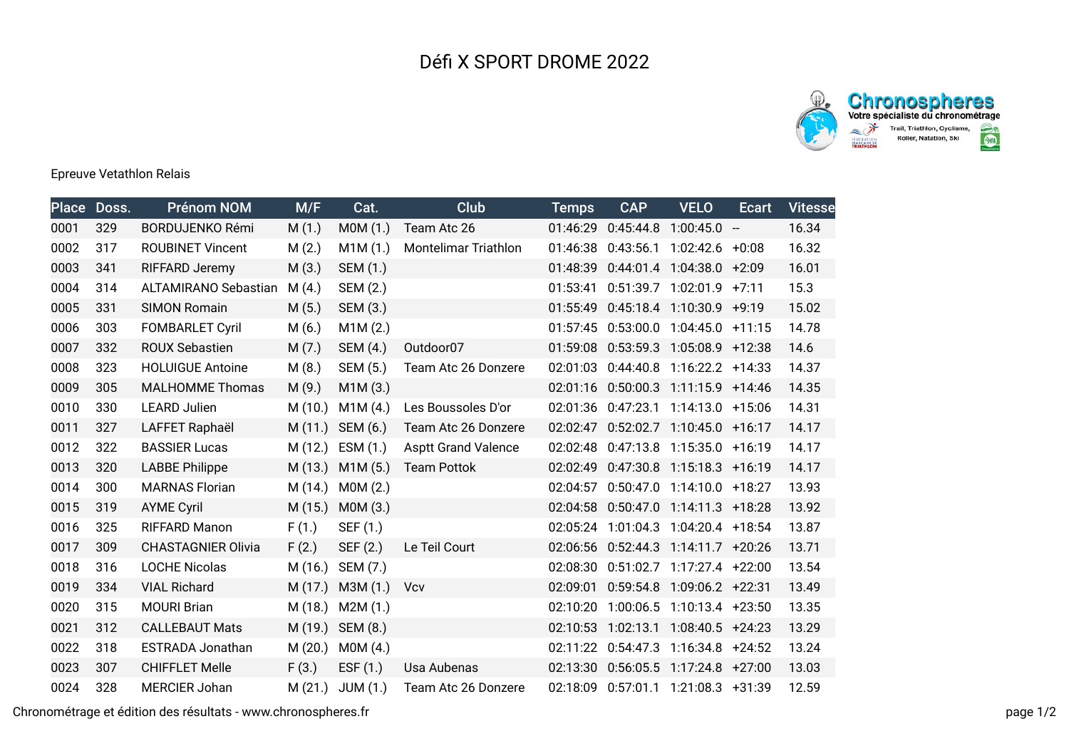# Défi X SPORT DROME 2022

Epreuve Vetathlon Relais

| Place | Doss. | Prénom NOM | M/F | Cat. | Club | Temps | CAP | VELO | Ecart | Vitesse |
|---|---|---|---|---|---|---|---|---|---|---|
| 0001 | 329 | BORDUJENKO Rémi | M (1.) | M0M (1.) | Team Atc 26 | 01:46:29 | 0:45:44.8 | 1:00:45.0 | -- | 16.34 |
| 0002 | 317 | ROUBINET Vincent | M (2.) | M1M (1.) | Montelimar Triathlon | 01:46:38 | 0:43:56.1 | 1:02:42.6 | +0:08 | 16.32 |
| 0003 | 341 | RIFFARD Jeremy | M (3.) | SEM (1.) | | 01:48:39 | 0:44:01.4 | 1:04:38.0 | +2:09 | 16.01 |
| 0004 | 314 | ALTAMIRANO Sebastian | M (4.) | SEM (2.) | | 01:53:41 | 0:51:39.7 | 1:02:01.9 | +7:11 | 15.3 |
| 0005 | 331 | SIMON Romain | M (5.) | SEM (3.) | | 01:55:49 | 0:45:18.4 | 1:10:30.9 | +9:19 | 15.02 |
| 0006 | 303 | FOMBARLET Cyril | M (6.) | M1M (2.) | | 01:57:45 | 0:53:00.0 | 1:04:45.0 | +11:15 | 14.78 |
| 0007 | 332 | ROUX Sebastien | M (7.) | SEM (4.) | Outdoor07 | 01:59:08 | 0:53:59.3 | 1:05:08.9 | +12:38 | 14.6 |
| 0008 | 323 | HOLUIGUE Antoine | M (8.) | SEM (5.) | Team Atc 26 Donzere | 02:01:03 | 0:44:40.8 | 1:16:22.2 | +14:33 | 14.37 |
| 0009 | 305 | MALHOMME Thomas | M (9.) | M1M (3.) | | 02:01:16 | 0:50:00.3 | 1:11:15.9 | +14:46 | 14.35 |
| 0010 | 330 | LEARD Julien | M (10.) | M1M (4.) | Les Boussoles D'or | 02:01:36 | 0:47:23.1 | 1:14:13.0 | +15:06 | 14.31 |
| 0011 | 327 | LAFFET Raphaël | M (11.) | SEM (6.) | Team Atc 26 Donzere | 02:02:47 | 0:52:02.7 | 1:10:45.0 | +16:17 | 14.17 |
| 0012 | 322 | BASSIER Lucas | M (12.) | ESM (1.) | Asptt Grand Valence | 02:02:48 | 0:47:13.8 | 1:15:35.0 | +16:19 | 14.17 |
| 0013 | 320 | LABBE Philippe | M (13.) | M1M (5.) | Team Pottok | 02:02:49 | 0:47:30.8 | 1:15:18.3 | +16:19 | 14.17 |
| 0014 | 300 | MARNAS Florian | M (14.) | M0M (2.) | | 02:04:57 | 0:50:47.0 | 1:14:10.0 | +18:27 | 13.93 |
| 0015 | 319 | AYME Cyril | M (15.) | M0M (3.) | | 02:04:58 | 0:50:47.0 | 1:14:11.3 | +18:28 | 13.92 |
| 0016 | 325 | RIFFARD Manon | F (1.) | SEF (1.) | | 02:05:24 | 1:01:04.3 | 1:04:20.4 | +18:54 | 13.87 |
| 0017 | 309 | CHASTAGNIER Olivia | F (2.) | SEF (2.) | Le Teil Court | 02:06:56 | 0:52:44.3 | 1:14:11.7 | +20:26 | 13.71 |
| 0018 | 316 | LOCHE Nicolas | M (16.) | SEM (7.) | | 02:08:30 | 0:51:02.7 | 1:17:27.4 | +22:00 | 13.54 |
| 0019 | 334 | VIAL Richard | M (17.) | M3M (1.) | Vcv | 02:09:01 | 0:59:54.8 | 1:09:06.2 | +22:31 | 13.49 |
| 0020 | 315 | MOURI Brian | M (18.) | M2M (1.) | | 02:10:20 | 1:00:06.5 | 1:10:13.4 | +23:50 | 13.35 |
| 0021 | 312 | CALLEBAUT Mats | M (19.) | SEM (8.) | | 02:10:53 | 1:02:13.1 | 1:08:40.5 | +24:23 | 13.29 |
| 0022 | 318 | ESTRADA Jonathan | M (20.) | M0M (4.) | | 02:11:22 | 0:54:47.3 | 1:16:34.8 | +24:52 | 13.24 |
| 0023 | 307 | CHIFFLET Melle | F (3.) | ESF (1.) | Usa Aubenas | 02:13:30 | 0:56:05.5 | 1:17:24.8 | +27:00 | 13.03 |
| 0024 | 328 | MERCIER Johan | M (21.) | JUM (1.) | Team Atc 26 Donzere | 02:18:09 | 0:57:01.1 | 1:21:08.3 | +31:39 | 12.59 |

Chronométrage et édition des résultats - www.chronospheres.fr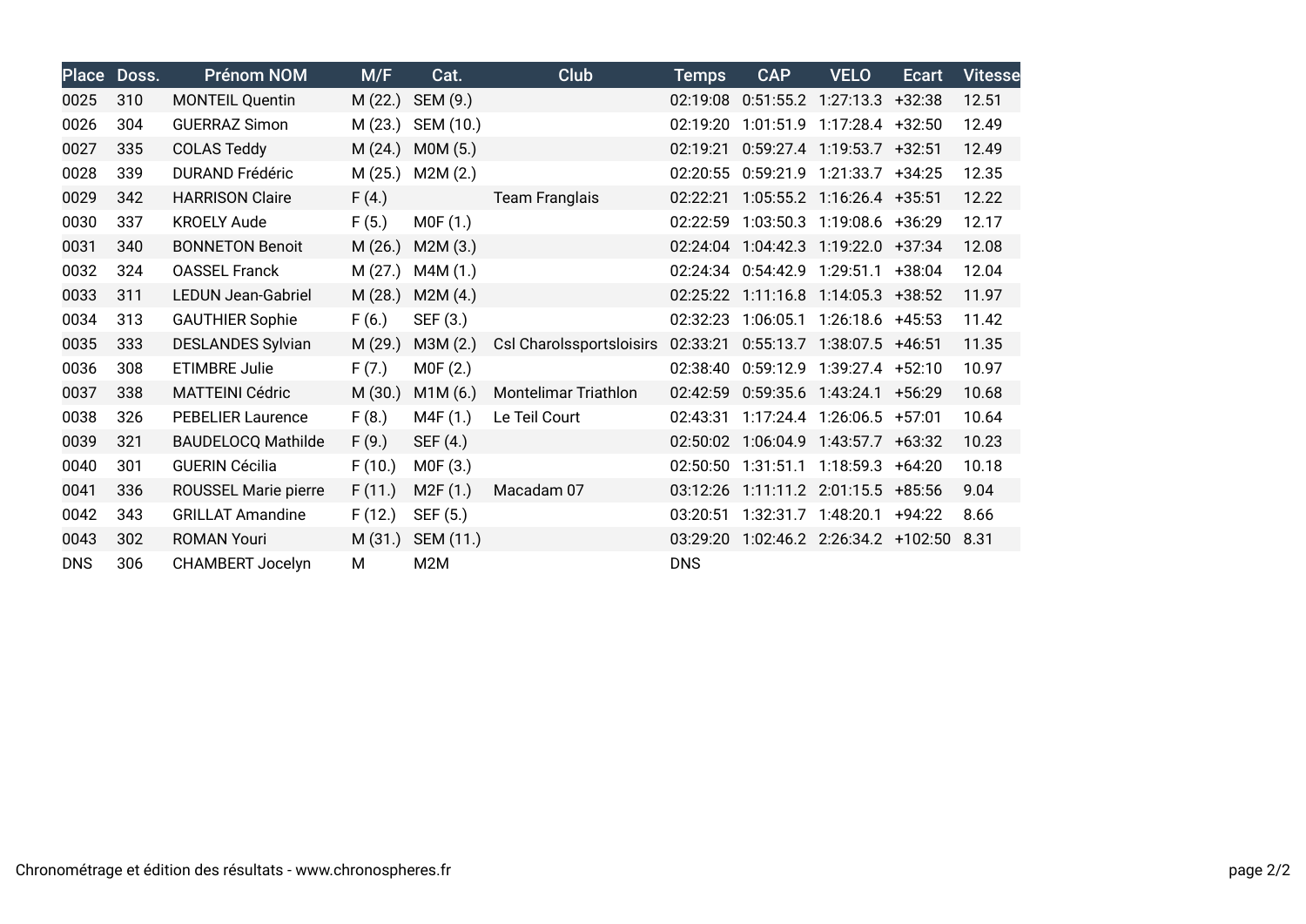| Place | Doss. | Prénom NOM | M/F | Cat. | Club | Temps | CAP | VELO | Ecart | Vitesse |
|---|---|---|---|---|---|---|---|---|---|---|
| 0025 | 310 | MONTEIL Quentin | M (22.) | SEM (9.) | | 02:19:08 | 0:51:55.2 | 1:27:13.3 | +32:38 | 12.51 |
| 0026 | 304 | GUERRAZ Simon | M (23.) | SEM (10.) | | 02:19:20 | 1:01:51.9 | 1:17:28.4 | +32:50 | 12.49 |
| 0027 | 335 | COLAS Teddy | M (24.) | M0M (5.) | | 02:19:21 | 0:59:27.4 | 1:19:53.7 | +32:51 | 12.49 |
| 0028 | 339 | DURAND Frédéric | M (25.) | M2M (2.) | | 02:20:55 | 0:59:21.9 | 1:21:33.7 | +34:25 | 12.35 |
| 0029 | 342 | HARRISON Claire | F (4.) | | Team Franglais | 02:22:21 | 1:05:55.2 | 1:16:26.4 | +35:51 | 12.22 |
| 0030 | 337 | KROELY Aude | F (5.) | M0F (1.) | | 02:22:59 | 1:03:50.3 | 1:19:08.6 | +36:29 | 12.17 |
| 0031 | 340 | BONNETON Benoit | M (26.) | M2M (3.) | | 02:24:04 | 1:04:42.3 | 1:19:22.0 | +37:34 | 12.08 |
| 0032 | 324 | OASSEL Franck | M (27.) | M4M (1.) | | 02:24:34 | 0:54:42.9 | 1:29:51.1 | +38:04 | 12.04 |
| 0033 | 311 | LEDUN Jean-Gabriel | M (28.) | M2M (4.) | | 02:25:22 | 1:11:16.8 | 1:14:05.3 | +38:52 | 11.97 |
| 0034 | 313 | GAUTHIER Sophie | F (6.) | SEF (3.) | | 02:32:23 | 1:06:05.1 | 1:26:18.6 | +45:53 | 11.42 |
| 0035 | 333 | DESLANDES Sylvian | M (29.) | M3M (2.) | Csl Charolssportsloisirs | 02:33:21 | 0:55:13.7 | 1:38:07.5 | +46:51 | 11.35 |
| 0036 | 308 | ETIMBRE Julie | F (7.) | M0F (2.) | | 02:38:40 | 0:59:12.9 | 1:39:27.4 | +52:10 | 10.97 |
| 0037 | 338 | MATTEINI Cédric | M (30.) | M1M (6.) | Montelimar Triathlon | 02:42:59 | 0:59:35.6 | 1:43:24.1 | +56:29 | 10.68 |
| 0038 | 326 | PEBELIER Laurence | F (8.) | M4F (1.) | Le Teil Court | 02:43:31 | 1:17:24.4 | 1:26:06.5 | +57:01 | 10.64 |
| 0039 | 321 | BAUDELOCQ Mathilde | F (9.) | SEF (4.) | | 02:50:02 | 1:06:04.9 | 1:43:57.7 | +63:32 | 10.23 |
| 0040 | 301 | GUERIN Cécilia | F (10.) | M0F (3.) | | 02:50:50 | 1:31:51.1 | 1:18:59.3 | +64:20 | 10.18 |
| 0041 | 336 | ROUSSEL Marie pierre | F (11.) | M2F (1.) | Macadam 07 | 03:12:26 | 1:11:11.2 | 2:01:15.5 | +85:56 | 9.04 |
| 0042 | 343 | GRILLAT Amandine | F (12.) | SEF (5.) | | 03:20:51 | 1:32:31.7 | 1:48:20.1 | +94:22 | 8.66 |
| 0043 | 302 | ROMAN Youri | M (31.) | SEM (11.) | | 03:29:20 | 1:02:46.2 | 2:26:34.2 | +102:50 | 8.31 |
| DNS | 306 | CHAMBERT Jocelyn | M | M2M | | DNS | | | | |

Chronométrage et édition des résultats - www.chronospheres.fr